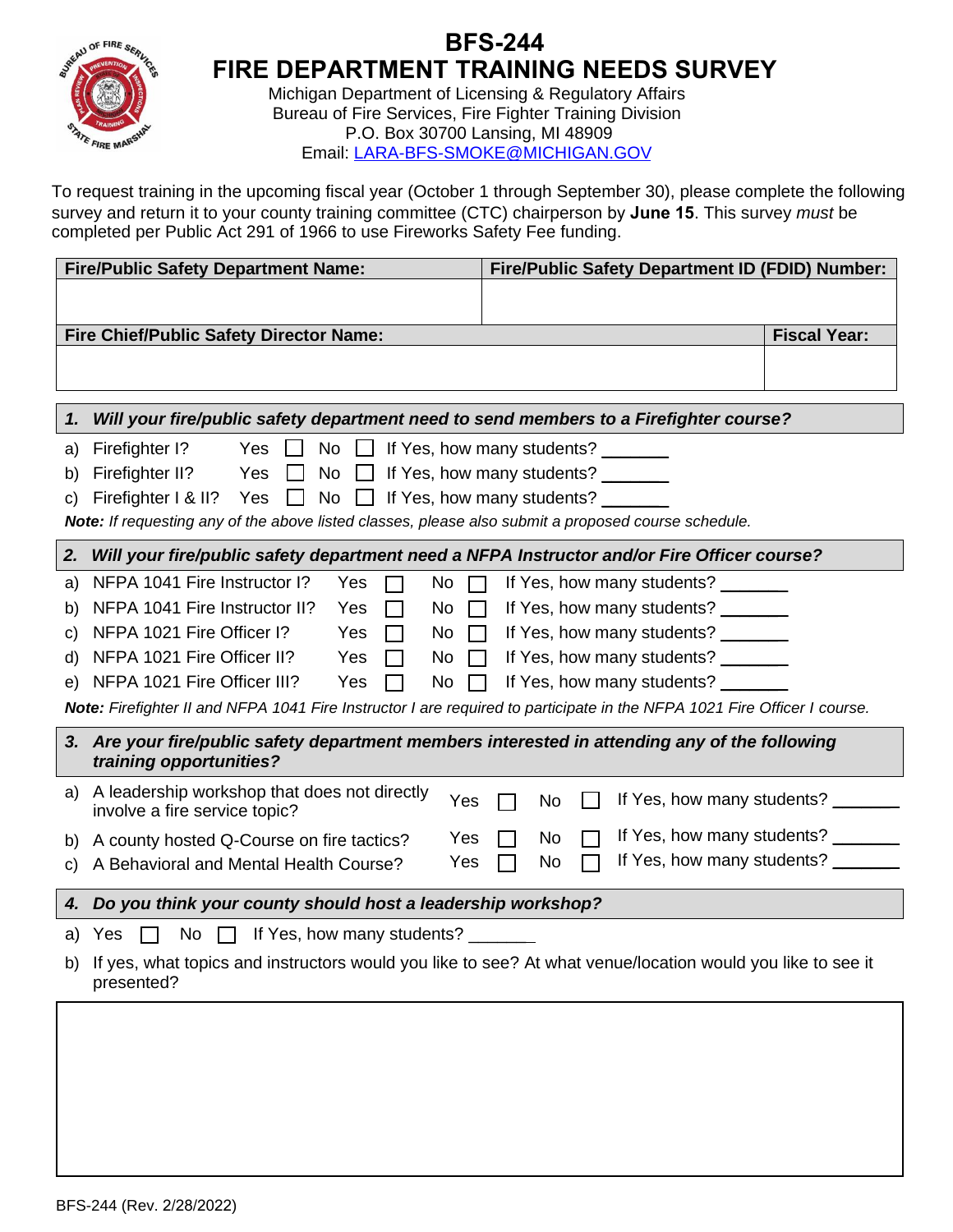# BFS-244
# FIRE DEPARTMENT TRAINING NEEDS SURVEY

Michigan Department of Licensing & Regulatory Affairs
Bureau of Fire Services, Fire Fighter Training Division
P.O. Box 30700 Lansing, MI 48909
Email: LARA-BFS-SMOKE@MICHIGAN.GOV

To request training in the upcoming fiscal year (October 1 through September 30), please complete the following survey and return it to your county training committee (CTC) chairperson by **June 15**. This survey *must* be completed per Public Act 291 of 1966 to use Fireworks Safety Fee funding.

| Fire/Public Safety Department Name: | Fire/Public Safety Department ID (FDID) Number: |
|---|---|
| | |

| Fire Chief/Public Safety Director Name: | Fiscal Year: |
|---|---|
| | |

**1. *Will your fire/public safety department need to send members to a Firefighter course?***

a) Firefighter I? Yes ☐ No ☐ If Yes, how many students? _______
b) Firefighter II? Yes ☐ No ☐ If Yes, how many students? _______
c) Firefighter I & II? Yes ☐ No ☐ If Yes, how many students? _______

***Note:*** *If requesting any of the above listed classes, please also submit a proposed course schedule.*

**2. *Will your fire/public safety department need a NFPA Instructor and/or Fire Officer course?***

a) NFPA 1041 Fire Instructor I? Yes ☐ No ☐ If Yes, how many students? _______
b) NFPA 1041 Fire Instructor II? Yes ☐ No ☐ If Yes, how many students? _______
c) NFPA 1021 Fire Officer I? Yes ☐ No ☐ If Yes, how many students? _______
d) NFPA 1021 Fire Officer II? Yes ☐ No ☐ If Yes, how many students? _______
e) NFPA 1021 Fire Officer III? Yes ☐ No ☐ If Yes, how many students? _______

***Note:*** *Firefighter II and NFPA 1041 Fire Instructor I are required to participate in the NFPA 1021 Fire Officer I course.*

**3. *Are your fire/public safety department members interested in attending any of the following training opportunities?***

a) A leadership workshop that does not directly involve a fire service topic? Yes ☐ No ☐ If Yes, how many students? _______
b) A county hosted Q-Course on fire tactics? Yes ☐ No ☐ If Yes, how many students? _______
c) A Behavioral and Mental Health Course? Yes ☐ No ☐ If Yes, how many students? _______

**4. *Do you think your county should host a leadership workshop?***

a) Yes ☐ No ☐ If Yes, how many students? _______
b) If yes, what topics and instructors would you like to see? At what venue/location would you like to see it presented?

BFS-244 (Rev. 2/28/2022)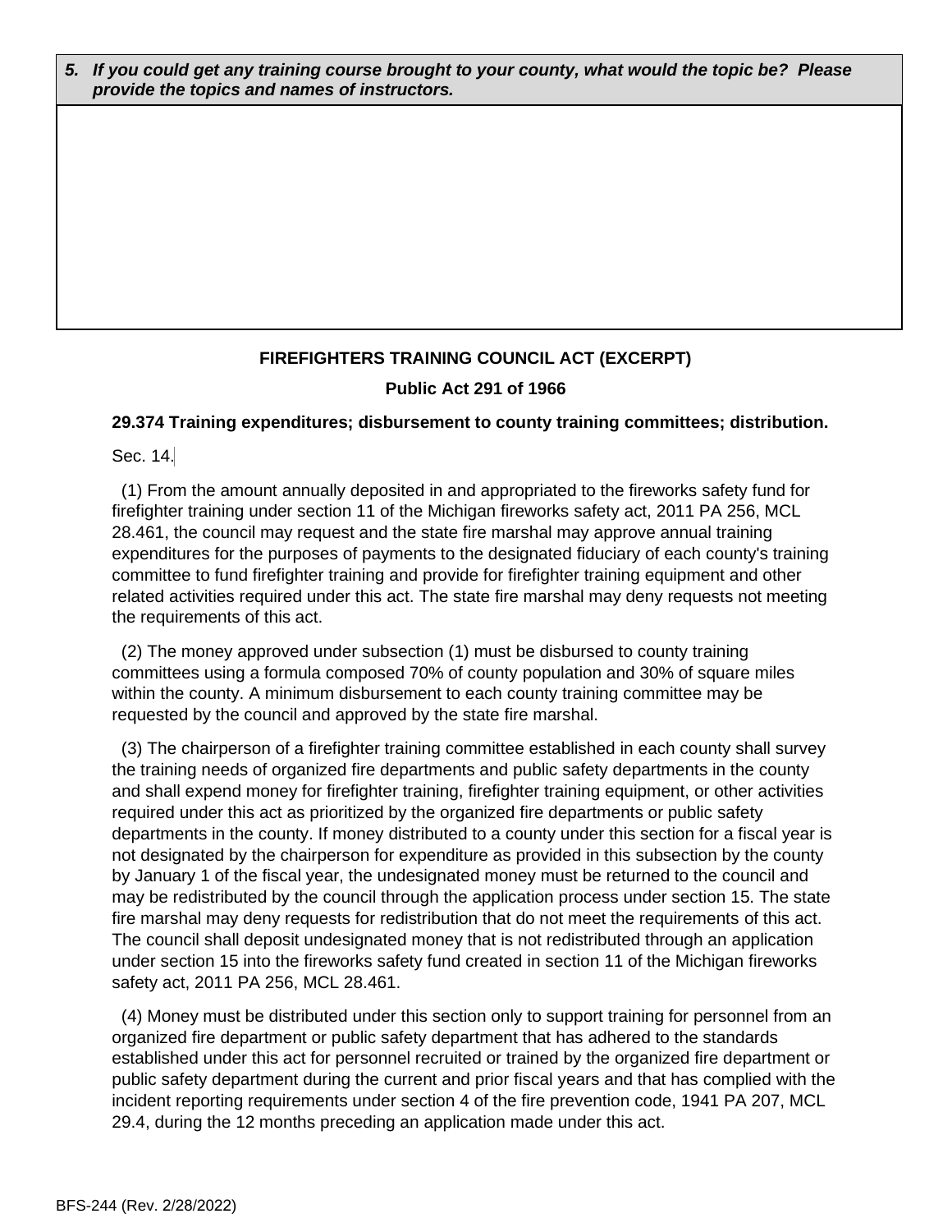***5. If you could get any training course brought to your county, what would the topic be? Please provide the topics and names of instructors.***

| |
|---|
| |

**FIREFIGHTERS TRAINING COUNCIL ACT (EXCERPT)**

**Public Act 291 of 1966**

**29.374 Training expenditures; disbursement to county training committees; distribution.**

Sec. 14.

(1) From the amount annually deposited in and appropriated to the fireworks safety fund for firefighter training under section 11 of the Michigan fireworks safety act, 2011 PA 256, MCL 28.461, the council may request and the state fire marshal may approve annual training expenditures for the purposes of payments to the designated fiduciary of each county's training committee to fund firefighter training and provide for firefighter training equipment and other related activities required under this act. The state fire marshal may deny requests not meeting the requirements of this act.

(2) The money approved under subsection (1) must be disbursed to county training committees using a formula composed 70% of county population and 30% of square miles within the county. A minimum disbursement to each county training committee may be requested by the council and approved by the state fire marshal.

(3) The chairperson of a firefighter training committee established in each county shall survey the training needs of organized fire departments and public safety departments in the county and shall expend money for firefighter training, firefighter training equipment, or other activities required under this act as prioritized by the organized fire departments or public safety departments in the county. If money distributed to a county under this section for a fiscal year is not designated by the chairperson for expenditure as provided in this subsection by the county by January 1 of the fiscal year, the undesignated money must be returned to the council and may be redistributed by the council through the application process under section 15. The state fire marshal may deny requests for redistribution that do not meet the requirements of this act. The council shall deposit undesignated money that is not redistributed through an application under section 15 into the fireworks safety fund created in section 11 of the Michigan fireworks safety act, 2011 PA 256, MCL 28.461.

(4) Money must be distributed under this section only to support training for personnel from an organized fire department or public safety department that has adhered to the standards established under this act for personnel recruited or trained by the organized fire department or public safety department during the current and prior fiscal years and that has complied with the incident reporting requirements under section 4 of the fire prevention code, 1941 PA 207, MCL 29.4, during the 12 months preceding an application made under this act.

BFS-244 (Rev. 2/28/2022)